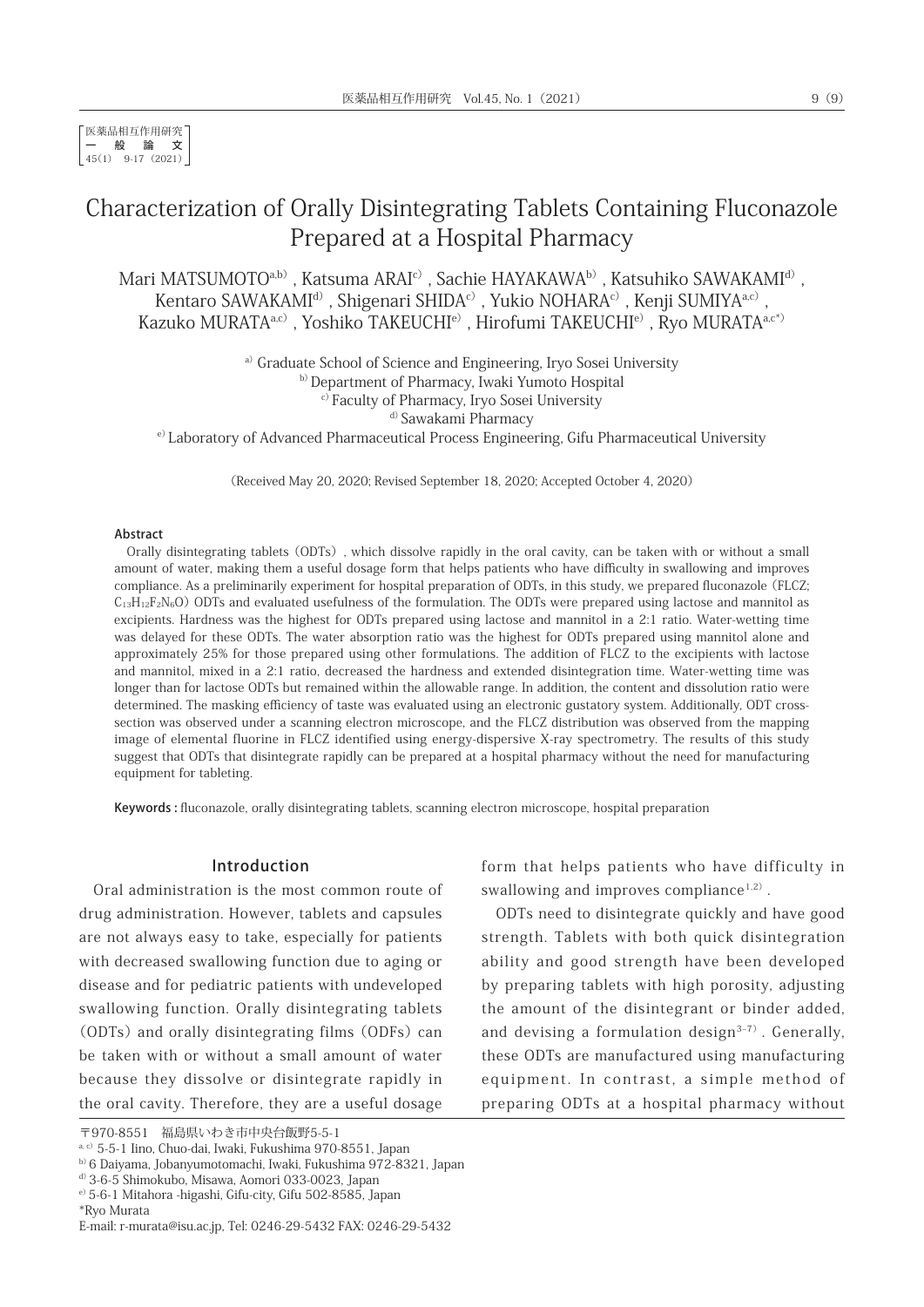医薬品相互作用研究
一　般　論　文
45(1)　9-17 (2021)

# Characterization of Orally Disintegrating Tablets Containing Fluconazole Prepared at a Hospital Pharmacy

Mari MATSUMOTO[a,b], Katsuma ARAI[c], Sachie HAYAKAWA[b], Katsuhiko SAWAKAMI[d], Kentaro SAWAKAMI[d], Shigenari SHIDA[c], Yukio NOHARA[c], Kenji SUMIYA[a,c], Kazuko MURATA[a,c], Yoshiko TAKEUCHI[e], Hirofumi TAKEUCHI[e], Ryo MURATA[a,c*]

[a] Graduate School of Science and Engineering, Iryo Sosei University
[b] Department of Pharmacy, Iwaki Yumoto Hospital
[c] Faculty of Pharmacy, Iryo Sosei University
[d] Sawakami Pharmacy
[e] Laboratory of Advanced Pharmaceutical Process Engineering, Gifu Pharmaceutical University

(Received May 20, 2020; Revised September 18, 2020; Accepted October 4, 2020)

## Abstract

Orally disintegrating tablets (ODTs), which dissolve rapidly in the oral cavity, can be taken with or without a small amount of water, making them a useful dosage form that helps patients who have difficulty in swallowing and improves compliance. As a preliminarily experiment for hospital preparation of ODTs, in this study, we prepared fluconazole (FLCZ; $C_{13}H_{12}F_2N_6O$) ODTs and evaluated usefulness of the formulation. The ODTs were prepared using lactose and mannitol as excipients. Hardness was the highest for ODTs prepared using lactose and mannitol in a 2:1 ratio. Water-wetting time was delayed for these ODTs. The water absorption ratio was the highest for ODTs prepared using mannitol alone and approximately 25% for those prepared using other formulations. The addition of FLCZ to the excipients with lactose and mannitol, mixed in a 2:1 ratio, decreased the hardness and extended disintegration time. Water-wetting time was longer than for lactose ODTs but remained within the allowable range. In addition, the content and dissolution ratio were determined. The masking efficiency of taste was evaluated using an electronic gustatory system. Additionally, ODT cross-section was observed under a scanning electron microscope, and the FLCZ distribution was observed from the mapping image of elemental fluorine in FLCZ identified using energy-dispersive X-ray spectrometry. The results of this study suggest that ODTs that disintegrate rapidly can be prepared at a hospital pharmacy without the need for manufacturing equipment for tableting.

**Keywords :** fluconazole, orally disintegrating tablets, scanning electron microscope, hospital preparation

## Introduction

Oral administration is the most common route of drug administration. However, tablets and capsules are not always easy to take, especially for patients with decreased swallowing function due to aging or disease and for pediatric patients with undeveloped swallowing function. Orally disintegrating tablets (ODTs) and orally disintegrating films (ODFs) can be taken with or without a small amount of water because they dissolve or disintegrate rapidly in the oral cavity. Therefore, they are a useful dosage form that helps patients who have difficulty in swallowing and improves compliance[1,2].

ODTs need to disintegrate quickly and have good strength. Tablets with both quick disintegration ability and good strength have been developed by preparing tablets with high porosity, adjusting the amount of the disintegrant or binder added, and devising a formulation design[3-7]. Generally, these ODTs are manufactured using manufacturing equipment. In contrast, a simple method of preparing ODTs at a hospital pharmacy without

〒970-8551　福島県いわき市中央台飯野5-5-1
[a, c] 5-5-1 Iino, Chuo-dai, Iwaki, Fukushima 970-8551, Japan
[b] 6 Daiyama, Jobanyumotomachi, Iwaki, Fukushima 972-8321, Japan
[d] 3-6-5 Shimokubo, Misawa, Aomori 033-0023, Japan
[e] 5-6-1 Mitahora -higashi, Gifu-city, Gifu 502-8585, Japan
*Ryo Murata
E-mail: r-murata@isu.ac.jp, Tel: 0246-29-5432 FAX: 0246-29-5432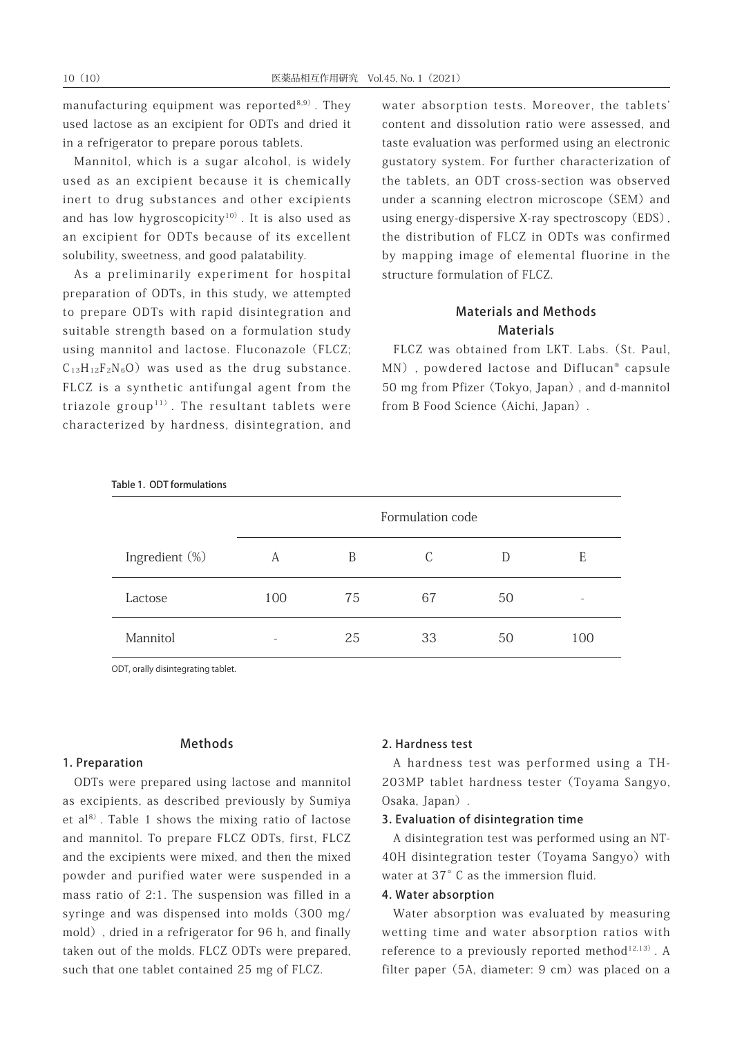manufacturing equipment was reported[8,9]. They used lactose as an excipient for ODTs and dried it in a refrigerator to prepare porous tablets.

Mannitol, which is a sugar alcohol, is widely used as an excipient because it is chemically inert to drug substances and other excipients and has low hygroscopicity[10]. It is also used as an excipient for ODTs because of its excellent solubility, sweetness, and good palatability.

As a preliminarily experiment for hospital preparation of ODTs, in this study, we attempted to prepare ODTs with rapid disintegration and suitable strength based on a formulation study using mannitol and lactose. Fluconazole (FLCZ; $C_{13}H_{12}F_2N_6O$) was used as the drug substance. FLCZ is a synthetic antifungal agent from the triazole group[11]. The resultant tablets were characterized by hardness, disintegration, and water absorption tests. Moreover, the tablets' content and dissolution ratio were assessed, and taste evaluation was performed using an electronic gustatory system. For further characterization of the tablets, an ODT cross-section was observed under a scanning electron microscope (SEM) and using energy-dispersive X-ray spectroscopy (EDS), the distribution of FLCZ in ODTs was confirmed by mapping image of elemental fluorine in the structure formulation of FLCZ.

## Materials and Methods

### Materials

FLCZ was obtained from LKT. Labs. (St. Paul, MN), powdered lactose and Diflucan® capsule 50 mg from Pfizer (Tokyo, Japan), and d-mannitol from B Food Science (Aichi, Japan).

**Table 1. ODT formulations**

| | Formulation code | | | | |
|---|---|---|---|---|---|
| Ingredient (%) | A | B | C | D | E |
| Lactose | 100 | 75 | 67 | 50 | - |
| Mannitol | - | 25 | 33 | 50 | 100 |

ODT, orally disintegrating tablet.

### Methods

#### 1. Preparation

ODTs were prepared using lactose and mannitol as excipients, as described previously by Sumiya et al[8]. Table 1 shows the mixing ratio of lactose and mannitol. To prepare FLCZ ODTs, first, FLCZ and the excipients were mixed, and then the mixed powder and purified water were suspended in a mass ratio of 2:1. The suspension was filled in a syringe and was dispensed into molds (300 mg/mold), dried in a refrigerator for 96 h, and finally taken out of the molds. FLCZ ODTs were prepared, such that one tablet contained 25 mg of FLCZ.

#### 2. Hardness test

A hardness test was performed using a TH-203MP tablet hardness tester (Toyama Sangyo, Osaka, Japan).

#### 3. Evaluation of disintegration time

A disintegration test was performed using an NT-40H disintegration tester (Toyama Sangyo) with water at 37° C as the immersion fluid.

#### 4. Water absorption

Water absorption was evaluated by measuring wetting time and water absorption ratios with reference to a previously reported method[12,13]. A filter paper (5A, diameter: 9 cm) was placed on a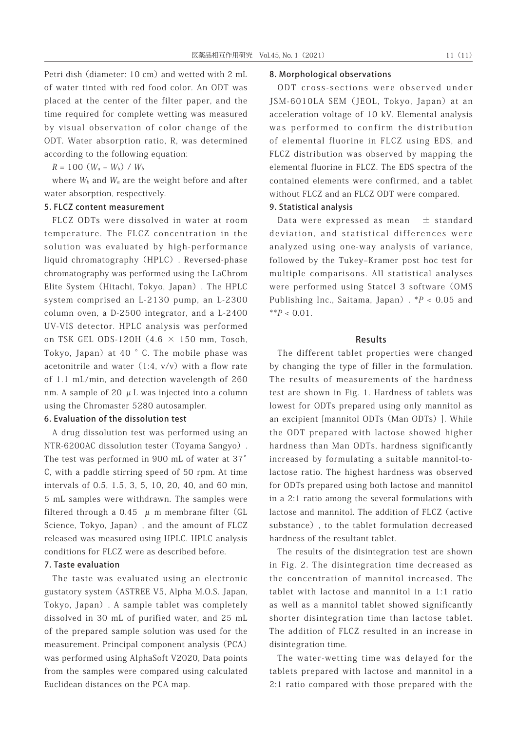Petri dish (diameter: 10 cm) and wetted with 2 mL of water tinted with red food color. An ODT was placed at the center of the filter paper, and the time required for complete wetting was measured by visual observation of color change of the ODT. Water absorption ratio, R, was determined according to the following equation:

$R = 100 (W_a - W_b) / W_b$

where $W_b$ and $W_a$ are the weight before and after water absorption, respectively.

### 5. FLCZ content measurement

FLCZ ODTs were dissolved in water at room temperature. The FLCZ concentration in the solution was evaluated by high-performance liquid chromatography (HPLC). Reversed-phase chromatography was performed using the LaChrom Elite System (Hitachi, Tokyo, Japan). The HPLC system comprised an L-2130 pump, an L-2300 column oven, a D-2500 integrator, and a L-2400 UV-VIS detector. HPLC analysis was performed on TSK GEL ODS-120H (4.6 × 150 mm, Tosoh, Tokyo, Japan) at 40 °C. The mobile phase was acetonitrile and water (1:4, v/v) with a flow rate of 1.1 mL/min, and detection wavelength of 260 nm. A sample of 20 μL was injected into a column using the Chromaster 5280 autosampler.

### 6. Evaluation of the dissolution test

A drug dissolution test was performed using an NTR-6200AC dissolution tester (Toyama Sangyo). The test was performed in 900 mL of water at 37° C, with a paddle stirring speed of 50 rpm. At time intervals of 0.5, 1.5, 3, 5, 10, 20, 40, and 60 min, 5 mL samples were withdrawn. The samples were filtered through a 0.45 μm membrane filter (GL Science, Tokyo, Japan), and the amount of FLCZ released was measured using HPLC. HPLC analysis conditions for FLCZ were as described before.

### 7. Taste evaluation

The taste was evaluated using an electronic gustatory system (ASTREE V5, Alpha M.O.S. Japan, Tokyo, Japan). A sample tablet was completely dissolved in 30 mL of purified water, and 25 mL of the prepared sample solution was used for the measurement. Principal component analysis (PCA) was performed using AlphaSoft V2020, Data points from the samples were compared using calculated Euclidean distances on the PCA map.

### 8. Morphological observations

ODT cross-sections were observed under JSM-6010LA SEM (JEOL, Tokyo, Japan) at an acceleration voltage of 10 kV. Elemental analysis was performed to confirm the distribution of elemental fluorine in FLCZ using EDS, and FLCZ distribution was observed by mapping the elemental fluorine in FLCZ. The EDS spectra of the contained elements were confirmed, and a tablet without FLCZ and an FLCZ ODT were compared.

### 9. Statistical analysis

Data were expressed as mean ± standard deviation, and statistical differences were analyzed using one-way analysis of variance, followed by the Tukey–Kramer post hoc test for multiple comparisons. All statistical analyses were performed using Statcel 3 software (OMS Publishing Inc., Saitama, Japan). $^*P < 0.05$ and $^{**}P < 0.01$.

## Results

The different tablet properties were changed by changing the type of filler in the formulation. The results of measurements of the hardness test are shown in Fig. 1. Hardness of tablets was lowest for ODTs prepared using only mannitol as an excipient [mannitol ODTs (Man ODTs)]. While the ODT prepared with lactose showed higher hardness than Man ODTs, hardness significantly increased by formulating a suitable mannitol-to-lactose ratio. The highest hardness was observed for ODTs prepared using both lactose and mannitol in a 2:1 ratio among the several formulations with lactose and mannitol. The addition of FLCZ (active substance), to the tablet formulation decreased hardness of the resultant tablet.

The results of the disintegration test are shown in Fig. 2. The disintegration time decreased as the concentration of mannitol increased. The tablet with lactose and mannitol in a 1:1 ratio as well as a mannitol tablet showed significantly shorter disintegration time than lactose tablet. The addition of FLCZ resulted in an increase in disintegration time.

The water-wetting time was delayed for the tablets prepared with lactose and mannitol in a 2:1 ratio compared with those prepared with the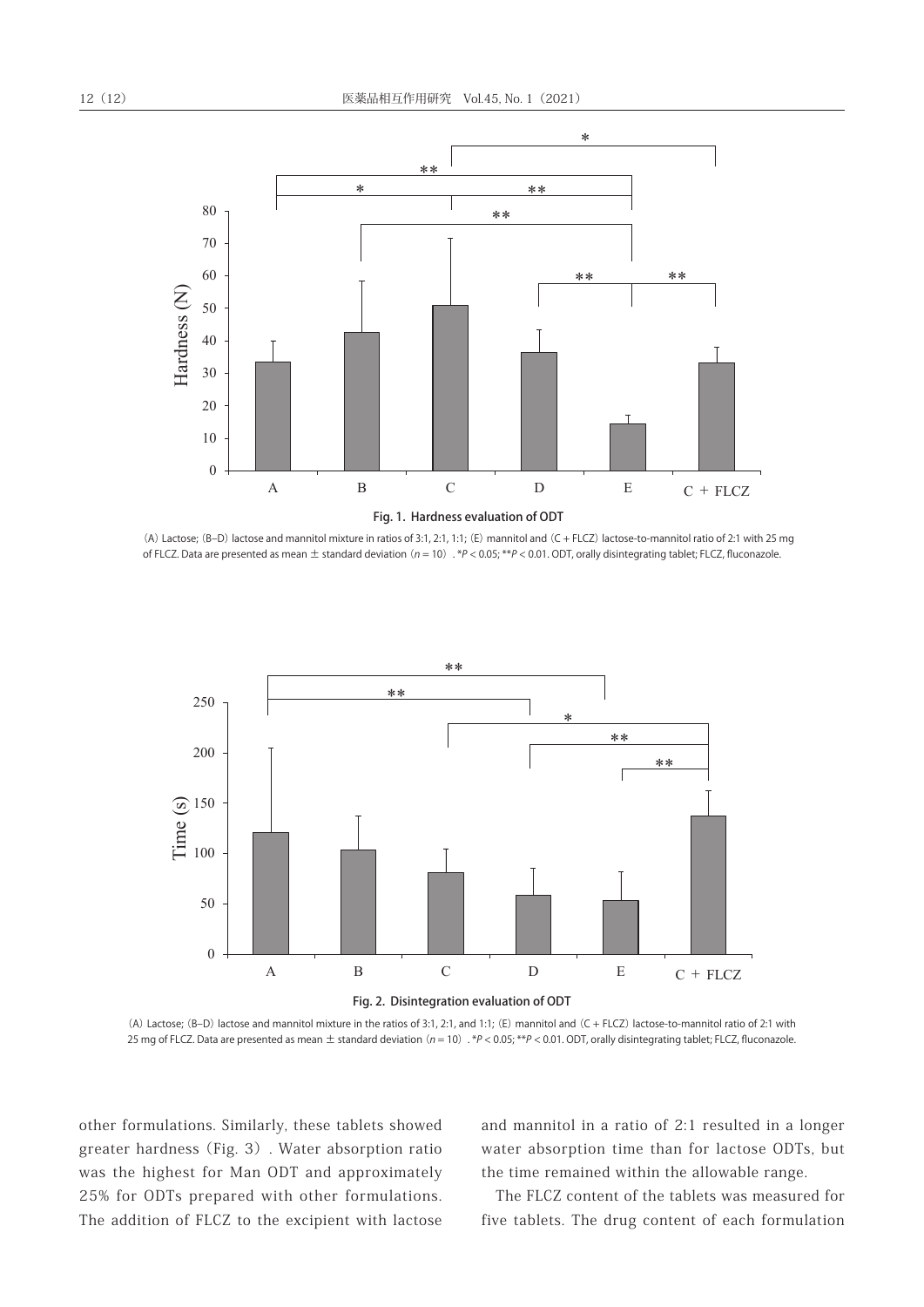Fig. 1. Hardness evaluation of ODT

(A) Lactose; (B–D) lactose and mannitol mixture in ratios of 3:1, 2:1, 1:1; (E) mannitol and (C + FLCZ) lactose-to-mannitol ratio of 2:1 with 25 mg of FLCZ. Data are presented as mean ± standard deviation (*n* = 10). *$P < 0.05$; **$P < 0.01$. ODT, orally disintegrating tablet; FLCZ, fluconazole.

Fig. 2. Disintegration evaluation of ODT

(A) Lactose; (B–D) lactose and mannitol mixture in the ratios of 3:1, 2:1, and 1:1; (E) mannitol and (C + FLCZ) lactose-to-mannitol ratio of 2:1 with 25 mg of FLCZ. Data are presented as mean ± standard deviation (*n* = 10). *$P < 0.05$; **$P < 0.01$. ODT, orally disintegrating tablet; FLCZ, fluconazole.

other formulations. Similarly, these tablets showed greater hardness (Fig. 3). Water absorption ratio was the highest for Man ODT and approximately 25% for ODTs prepared with other formulations. The addition of FLCZ to the excipient with lactose and mannitol in a ratio of 2:1 resulted in a longer water absorption time than for lactose ODTs, but the time remained within the allowable range.

The FLCZ content of the tablets was measured for five tablets. The drug content of each formulation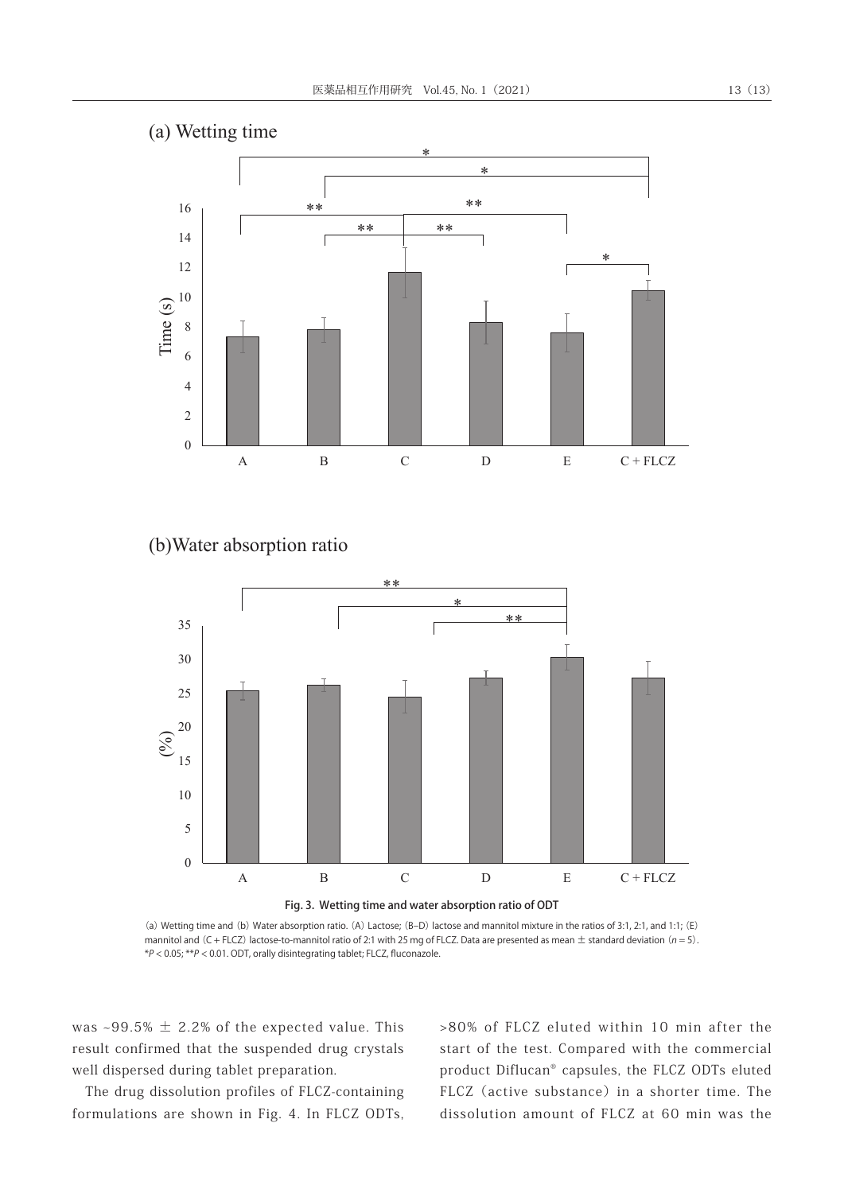Fig. 3. Wetting time and water absorption ratio of ODT

(a) Wetting time and (b) Water absorption ratio. (A) Lactose; (B–D) lactose and mannitol mixture in the ratios of 3:1, 2:1, and 1:1; (E) mannitol and (C + FLCZ) lactose-to-mannitol ratio of 2:1 with 25 mg of FLCZ. Data are presented as mean ± standard deviation ($n = 5$). *$P < 0.05$; **$P < 0.01$. ODT, orally disintegrating tablet; FLCZ, fluconazole.

was ~99.5% ± 2.2% of the expected value. This result confirmed that the suspended drug crystals well dispersed during tablet preparation.

The drug dissolution profiles of FLCZ-containing formulations are shown in Fig. 4. In FLCZ ODTs, >80% of FLCZ eluted within 10 min after the start of the test. Compared with the commercial product Diflucan® capsules, the FLCZ ODTs eluted FLCZ (active substance) in a shorter time. The dissolution amount of FLCZ at 60 min was the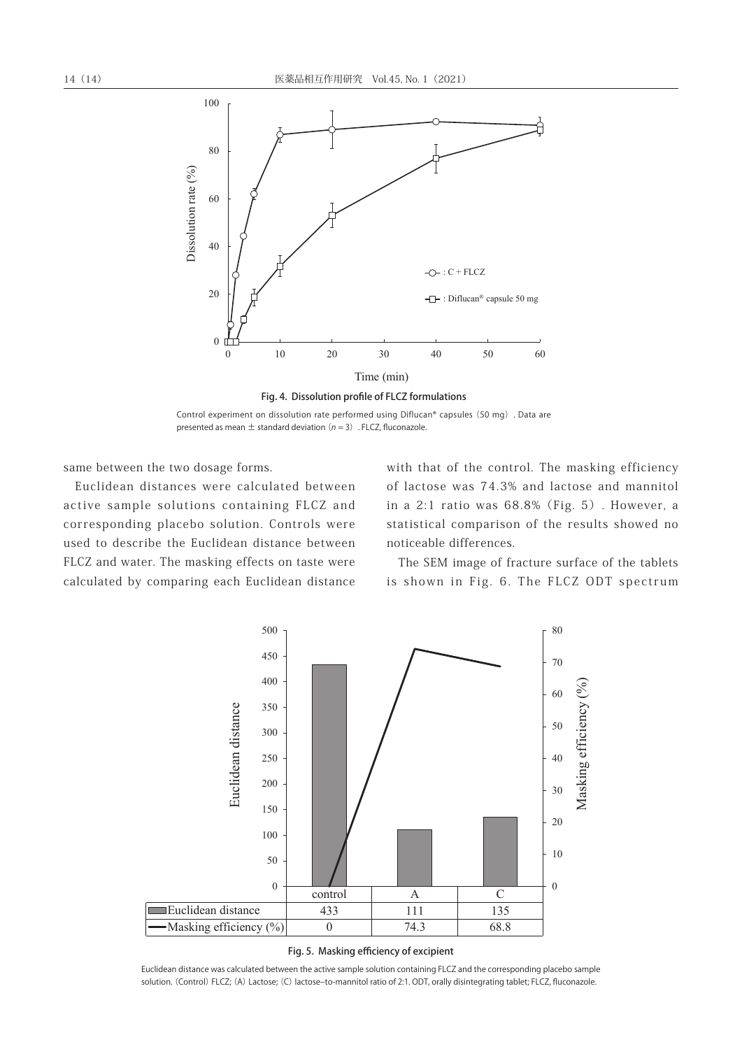Fig. 4. Dissolution profile of FLCZ formulations

Control experiment on dissolution rate performed using Diflucan® capsules (50 mg). Data are presented as mean ± standard deviation ($n = 3$). FLCZ, fluconazole.

same between the two dosage forms.

Euclidean distances were calculated between active sample solutions containing FLCZ and corresponding placebo solution. Controls were used to describe the Euclidean distance between FLCZ and water. The masking effects on taste were calculated by comparing each Euclidean distance with that of the control. The masking efficiency of lactose was 74.3% and lactose and mannitol in a 2:1 ratio was 68.8% (Fig. 5). However, a statistical comparison of the results showed no noticeable differences.

The SEM image of fracture surface of the tablets is shown in Fig. 6. The FLCZ ODT spectrum

| | control | A | C |
|---|---|---|---|
| Euclidean distance | 433 | 111 | 135 |
| Masking efficiency (%) | 0 | 74.3 | 68.8 |

Fig. 5. Masking efficiency of excipient

Euclidean distance was calculated between the active sample solution containing FLCZ and the corresponding placebo sample solution. (Control) FLCZ; (A) Lactose; (C) lactose–to-mannitol ratio of 2:1. ODT, orally disintegrating tablet; FLCZ, fluconazole.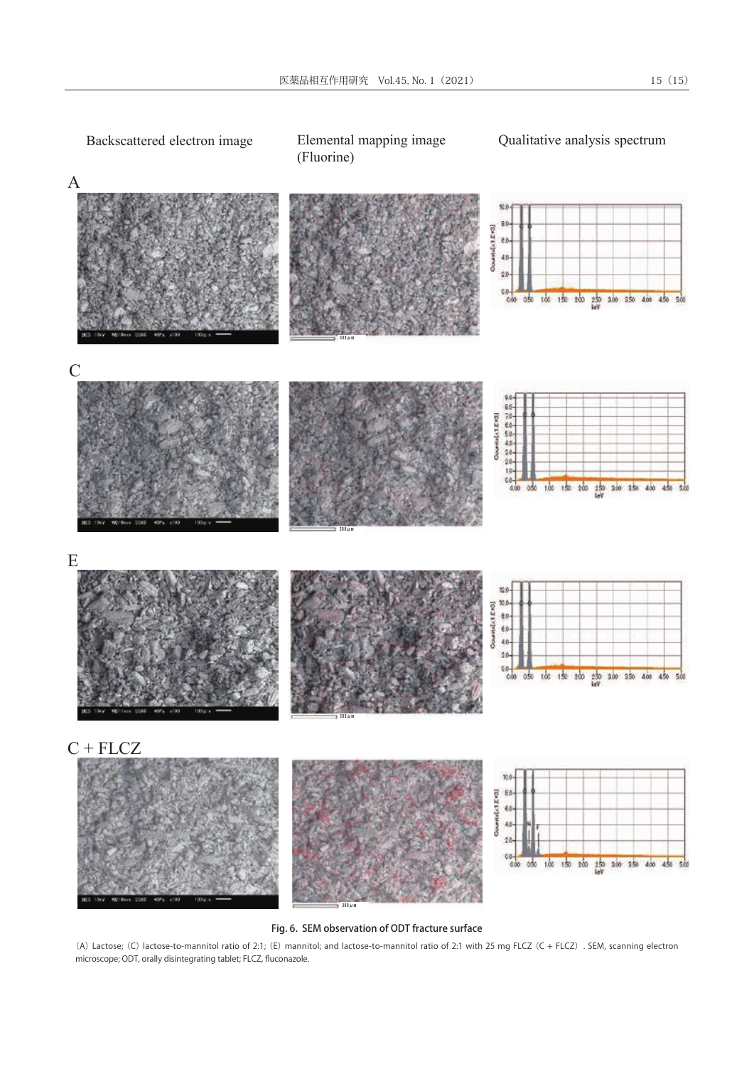Backscattered electron image | Elemental mapping image (Fluorine) | Qualitative analysis spectrum

A

C

E

C + FLCZ

Fig. 6. SEM observation of ODT fracture surface

(A) Lactose; (C) lactose-to-mannitol ratio of 2:1; (E) mannitol; and lactose-to-mannitol ratio of 2:1 with 25 mg FLCZ (C + FLCZ). SEM, scanning electron microscope; ODT, orally disintegrating tablet; FLCZ, fluconazole.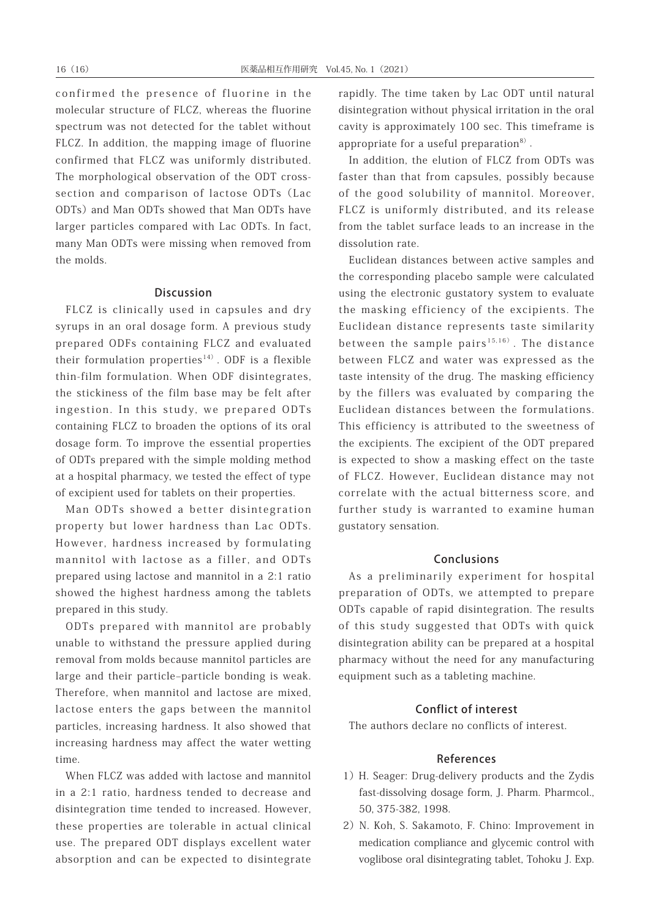confirmed the presence of fluorine in the molecular structure of FLCZ, whereas the fluorine spectrum was not detected for the tablet without FLCZ. In addition, the mapping image of fluorine confirmed that FLCZ was uniformly distributed. The morphological observation of the ODT cross-section and comparison of lactose ODTs (Lac ODTs) and Man ODTs showed that Man ODTs have larger particles compared with Lac ODTs. In fact, many Man ODTs were missing when removed from the molds.

## Discussion

FLCZ is clinically used in capsules and dry syrups in an oral dosage form. A previous study prepared ODFs containing FLCZ and evaluated their formulation properties[14). ODF is a flexible thin-film formulation. When ODF disintegrates, the stickiness of the film base may be felt after ingestion. In this study, we prepared ODTs containing FLCZ to broaden the options of its oral dosage form. To improve the essential properties of ODTs prepared with the simple molding method at a hospital pharmacy, we tested the effect of type of excipient used for tablets on their properties.

Man ODTs showed a better disintegration property but lower hardness than Lac ODTs. However, hardness increased by formulating mannitol with lactose as a filler, and ODTs prepared using lactose and mannitol in a 2:1 ratio showed the highest hardness among the tablets prepared in this study.

ODTs prepared with mannitol are probably unable to withstand the pressure applied during removal from molds because mannitol particles are large and their particle–particle bonding is weak. Therefore, when mannitol and lactose are mixed, lactose enters the gaps between the mannitol particles, increasing hardness. It also showed that increasing hardness may affect the water wetting time.

When FLCZ was added with lactose and mannitol in a 2:1 ratio, hardness tended to decrease and disintegration time tended to increased. However, these properties are tolerable in actual clinical use. The prepared ODT displays excellent water absorption and can be expected to disintegrate rapidly. The time taken by Lac ODT until natural disintegration without physical irritation in the oral cavity is approximately 100 sec. This timeframe is appropriate for a useful preparation[8].

In addition, the elution of FLCZ from ODTs was faster than that from capsules, possibly because of the good solubility of mannitol. Moreover, FLCZ is uniformly distributed, and its release from the tablet surface leads to an increase in the dissolution rate.

Euclidean distances between active samples and the corresponding placebo sample were calculated using the electronic gustatory system to evaluate the masking efficiency of the excipients. The Euclidean distance represents taste similarity between the sample pairs[15,16]. The distance between FLCZ and water was expressed as the taste intensity of the drug. The masking efficiency by the fillers was evaluated by comparing the Euclidean distances between the formulations. This efficiency is attributed to the sweetness of the excipients. The excipient of the ODT prepared is expected to show a masking effect on the taste of FLCZ. However, Euclidean distance may not correlate with the actual bitterness score, and further study is warranted to examine human gustatory sensation.

## Conclusions

As a preliminarily experiment for hospital preparation of ODTs, we attempted to prepare ODTs capable of rapid disintegration. The results of this study suggested that ODTs with quick disintegration ability can be prepared at a hospital pharmacy without the need for any manufacturing equipment such as a tableting machine.

## Conflict of interest

The authors declare no conflicts of interest.

## References

1) H. Seager: Drug-delivery products and the Zydis fast-dissolving dosage form, J. Pharm. Pharmcol., 50, 375-382, 1998.
2) N. Koh, S. Sakamoto, F. Chino: Improvement in medication compliance and glycemic control with voglibose oral disintegrating tablet, Tohoku J. Exp.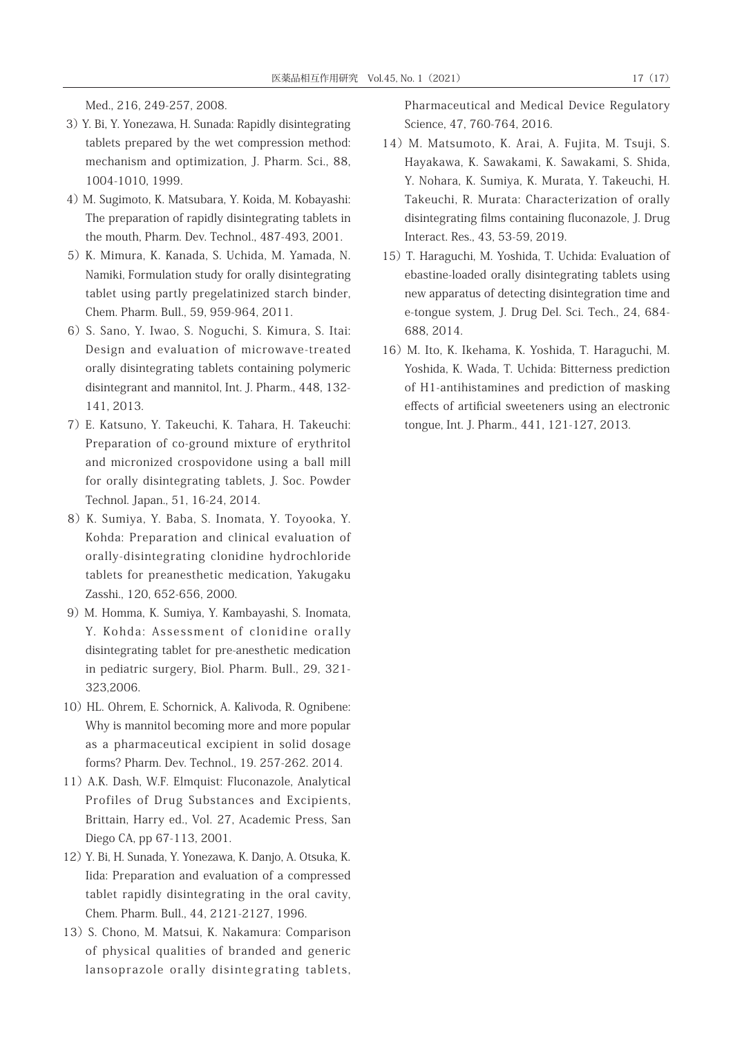Med., 216, 249-257, 2008.

3) Y. Bi, Y. Yonezawa, H. Sunada: Rapidly disintegrating tablets prepared by the wet compression method: mechanism and optimization, J. Pharm. Sci., 88, 1004-1010, 1999.

4) M. Sugimoto, K. Matsubara, Y. Koida, M. Kobayashi: The preparation of rapidly disintegrating tablets in the mouth, Pharm. Dev. Technol., 487-493, 2001.

5) K. Mimura, K. Kanada, S. Uchida, M. Yamada, N. Namiki, Formulation study for orally disintegrating tablet using partly pregelatinized starch binder, Chem. Pharm. Bull., 59, 959-964, 2011.

6) S. Sano, Y. Iwao, S. Noguchi, S. Kimura, S. Itai: Design and evaluation of microwave-treated orally disintegrating tablets containing polymeric disintegrant and mannitol, Int. J. Pharm., 448, 132-141, 2013.

7) E. Katsuno, Y. Takeuchi, K. Tahara, H. Takeuchi: Preparation of co-ground mixture of erythritol and micronized crospovidone using a ball mill for orally disintegrating tablets, J. Soc. Powder Technol. Japan., 51, 16-24, 2014.

8) K. Sumiya, Y. Baba, S. Inomata, Y. Toyooka, Y. Kohda: Preparation and clinical evaluation of orally-disintegrating clonidine hydrochloride tablets for preanesthetic medication, Yakugaku Zasshi., 120, 652-656, 2000.

9) M. Homma, K. Sumiya, Y. Kambayashi, S. Inomata, Y. Kohda: Assessment of clonidine orally disintegrating tablet for pre-anesthetic medication in pediatric surgery, Biol. Pharm. Bull., 29, 321-323,2006.

10) HL. Ohrem, E. Schornick, A. Kalivoda, R. Ognibene: Why is mannitol becoming more and more popular as a pharmaceutical excipient in solid dosage forms? Pharm. Dev. Technol., 19. 257-262. 2014.

11) A.K. Dash, W.F. Elmquist: Fluconazole, Analytical Profiles of Drug Substances and Excipients, Brittain, Harry ed., Vol. 27, Academic Press, San Diego CA, pp 67-113, 2001.

12) Y. Bi, H. Sunada, Y. Yonezawa, K. Danjo, A. Otsuka, K. Iida: Preparation and evaluation of a compressed tablet rapidly disintegrating in the oral cavity, Chem. Pharm. Bull., 44, 2121-2127, 1996.

13) S. Chono, M. Matsui, K. Nakamura: Comparison of physical qualities of branded and generic lansoprazole orally disintegrating tablets, Pharmaceutical and Medical Device Regulatory Science, 47, 760-764, 2016.

14) M. Matsumoto, K. Arai, A. Fujita, M. Tsuji, S. Hayakawa, K. Sawakami, K. Sawakami, S. Shida, Y. Nohara, K. Sumiya, K. Murata, Y. Takeuchi, H. Takeuchi, R. Murata: Characterization of orally disintegrating films containing fluconazole, J. Drug Interact. Res., 43, 53-59, 2019.

15) T. Haraguchi, M. Yoshida, T. Uchida: Evaluation of ebastine-loaded orally disintegrating tablets using new apparatus of detecting disintegration time and e-tongue system, J. Drug Del. Sci. Tech., 24, 684-688, 2014.

16) M. Ito, K. Ikehama, K. Yoshida, T. Haraguchi, M. Yoshida, K. Wada, T. Uchida: Bitterness prediction of H1-antihistamines and prediction of masking effects of artificial sweeteners using an electronic tongue, Int. J. Pharm., 441, 121-127, 2013.